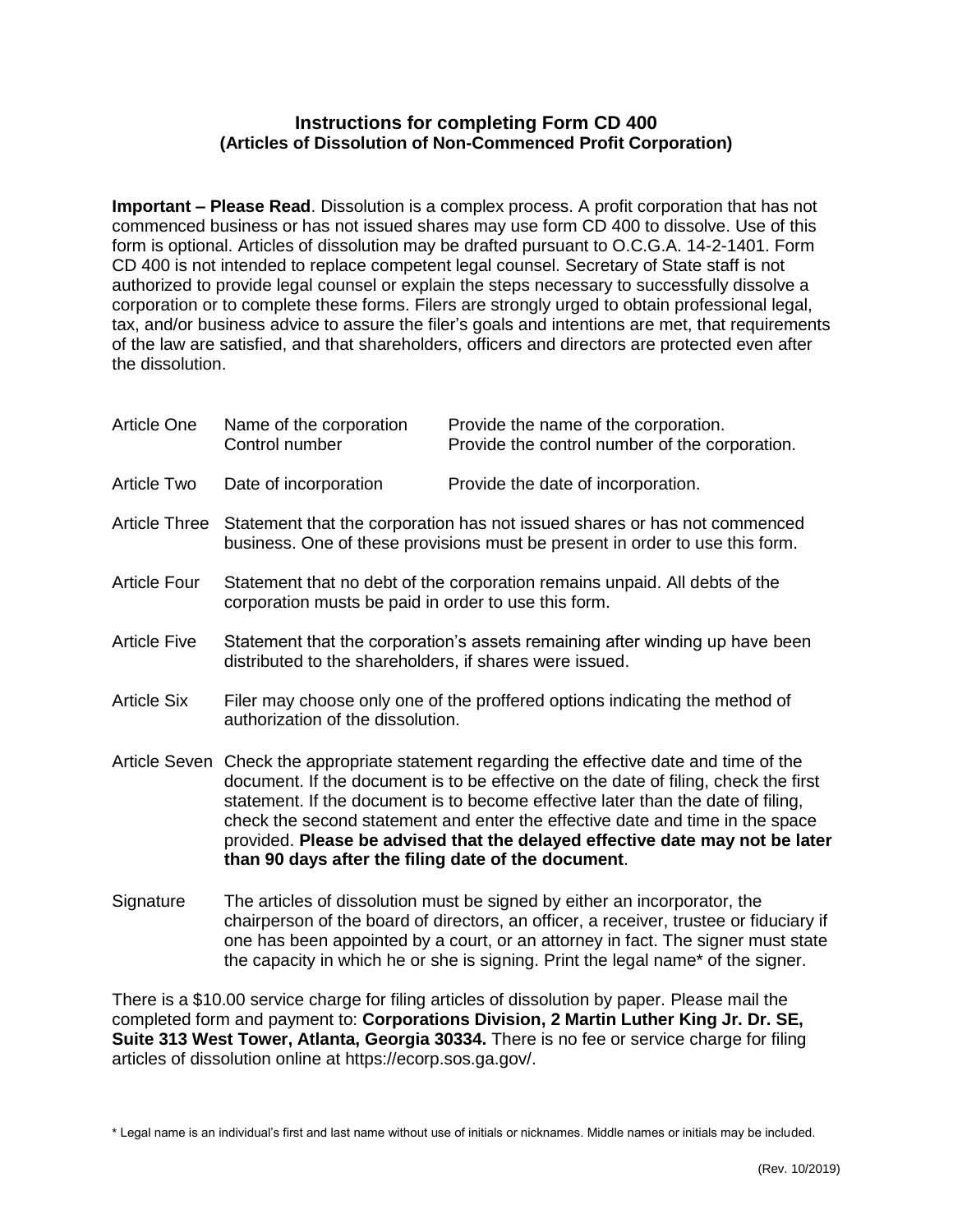# Instructions for completing Form CD 400
## (Articles of Dissolution of Non-Commenced Profit Corporation)

**Important – Please Read**. Dissolution is a complex process. A profit corporation that has not commenced business or has not issued shares may use form CD 400 to dissolve. Use of this form is optional. Articles of dissolution may be drafted pursuant to O.C.G.A. 14-2-1401. Form CD 400 is not intended to replace competent legal counsel. Secretary of State staff is not authorized to provide legal counsel or explain the steps necessary to successfully dissolve a corporation or to complete these forms. Filers are strongly urged to obtain professional legal, tax, and/or business advice to assure the filer's goals and intentions are met, that requirements of the law are satisfied, and that shareholders, officers and directors are protected even after the dissolution.

| | | |
|---|---|---|
| Article One | Name of the corporation<br>Control number | Provide the name of the corporation.<br>Provide the control number of the corporation. |
| Article Two | Date of incorporation | Provide the date of incorporation. |

**Article Three** Statement that the corporation has not issued shares or has not commenced business. One of these provisions must be present in order to use this form.

**Article Four** Statement that no debt of the corporation remains unpaid. All debts of the corporation musts be paid in order to use this form.

**Article Five** Statement that the corporation's assets remaining after winding up have been distributed to the shareholders, if shares were issued.

**Article Six** Filer may choose only one of the proffered options indicating the method of authorization of the dissolution.

**Article Seven** Check the appropriate statement regarding the effective date and time of the document. If the document is to be effective on the date of filing, check the first statement. If the document is to become effective later than the date of filing, check the second statement and enter the effective date and time in the space provided. **Please be advised that the delayed effective date may not be later than 90 days after the filing date of the document**.

**Signature** The articles of dissolution must be signed by either an incorporator, the chairperson of the board of directors, an officer, a receiver, trustee or fiduciary if one has been appointed by a court, or an attorney in fact. The signer must state the capacity in which he or she is signing. Print the legal name* of the signer.

There is a $10.00 service charge for filing articles of dissolution by paper. Please mail the completed form and payment to: **Corporations Division, 2 Martin Luther King Jr. Dr. SE, Suite 313 West Tower, Atlanta, Georgia 30334.** There is no fee or service charge for filing articles of dissolution online at https://ecorp.sos.ga.gov/.

* Legal name is an individual's first and last name without use of initials or nicknames. Middle names or initials may be included.

(Rev. 10/2019)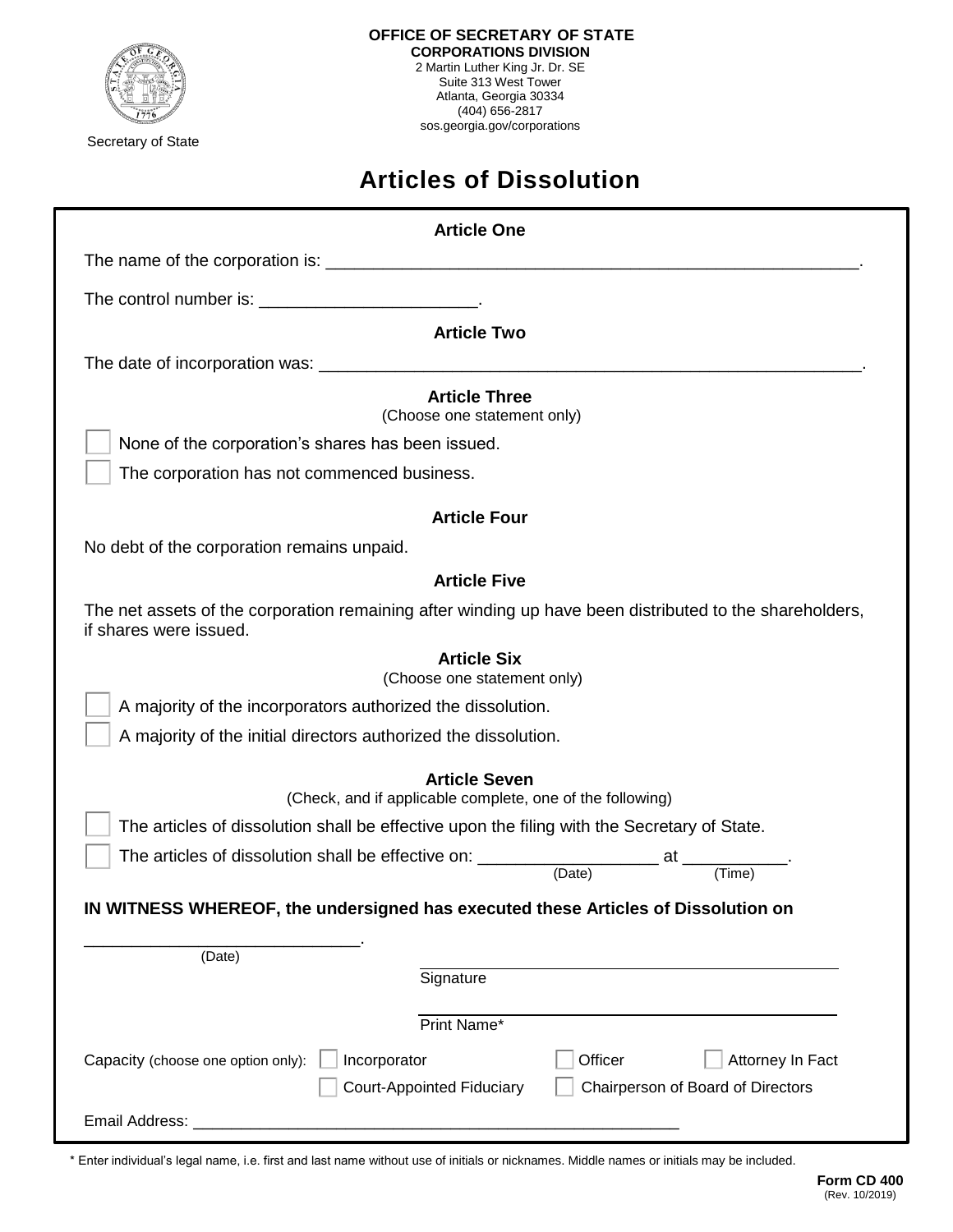**OFFICE OF SECRETARY OF STATE**
**CORPORATIONS DIVISION**
2 Martin Luther King Jr. Dr. SE
Suite 313 West Tower
Atlanta, Georgia 30334
(404) 656-2817
sos.georgia.gov/corporations

Secretary of State

# Articles of Dissolution

### Article One

The name of the corporation is: \_\_\_\_\_\_\_\_\_\_\_\_\_\_\_\_\_\_\_\_\_\_\_\_\_\_\_\_\_\_\_\_\_\_\_\_\_\_\_\_\_\_\_\_\_\_\_\_\_\_\_\_\_\_.

The control number is: \_\_\_\_\_\_\_\_\_\_\_\_\_\_\_\_\_\_\_\_\_\_\_.

### Article Two

The date of incorporation was: \_\_\_\_\_\_\_\_\_\_\_\_\_\_\_\_\_\_\_\_\_\_\_\_\_\_\_\_\_\_\_\_\_\_\_\_\_\_\_\_\_\_\_\_\_\_\_\_\_\_\_\_\_\_\_\_.

### Article Three

(Choose one statement only)

☐ None of the corporation's shares has been issued.

☐ The corporation has not commenced business.

### Article Four

No debt of the corporation remains unpaid.

### Article Five

The net assets of the corporation remaining after winding up have been distributed to the shareholders, if shares were issued.

### Article Six

(Choose one statement only)

☐ A majority of the incorporators authorized the dissolution.

☐ A majority of the initial directors authorized the dissolution.

### Article Seven

(Check, and if applicable complete, one of the following)

☐ The articles of dissolution shall be effective upon the filing with the Secretary of State.

☐ The articles of dissolution shall be effective on: \_\_\_\_\_\_\_\_\_\_\_\_\_\_\_\_\_\_\_ (Date) at \_\_\_\_\_\_\_\_\_\_\_ (Time).

**IN WITNESS WHEREOF, the undersigned has executed these Articles of Dissolution on**

\_\_\_\_\_\_\_\_\_\_\_\_\_\_\_\_\_\_\_\_\_\_\_\_\_\_\_\_\_.
(Date)

\_\_\_\_\_\_\_\_\_\_\_\_\_\_\_\_\_\_\_\_\_\_\_\_\_\_\_\_\_\_\_\_\_\_\_\_\_\_\_\_\_\_\_
Signature

\_\_\_\_\_\_\_\_\_\_\_\_\_\_\_\_\_\_\_\_\_\_\_\_\_\_\_\_\_\_\_\_\_\_\_\_\_\_\_\_\_\_\_
Print Name*

Capacity (choose one option only): ☐ Incorporator ☐ Officer ☐ Attorney In Fact ☐ Court-Appointed Fiduciary ☐ Chairperson of Board of Directors

Email Address: \_\_\_\_\_\_\_\_\_\_\_\_\_\_\_\_\_\_\_\_\_\_\_\_\_\_\_\_\_\_\_\_\_\_\_\_\_\_\_\_\_\_\_\_\_\_\_\_\_\_\_\_\_

* Enter individual's legal name, i.e. first and last name without use of initials or nicknames. Middle names or initials may be included.

**Form CD 400**
(Rev. 10/2019)